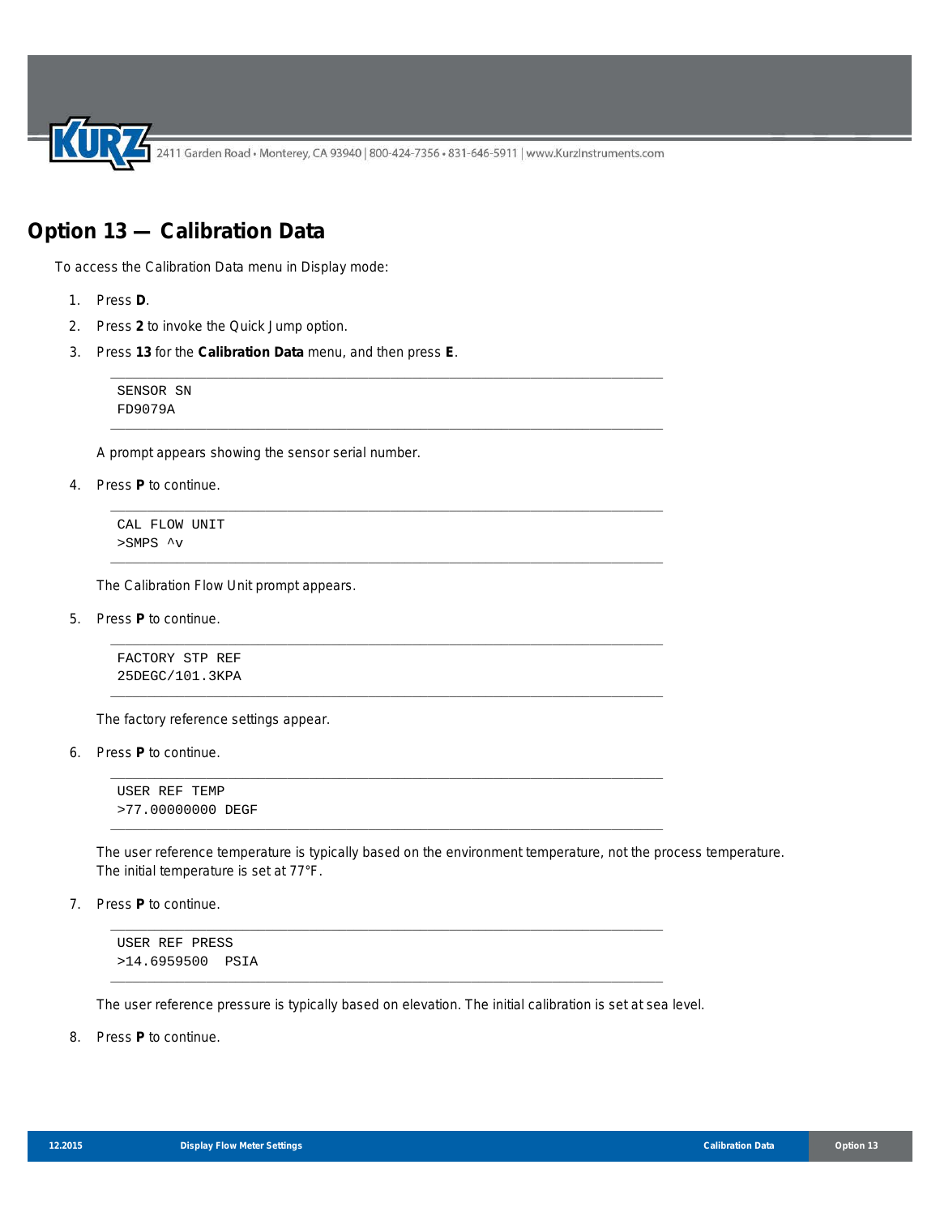# Option 13 — Calibration Data

To access the Calibration Data menu in Display mode:

1. Press **D**.
2. Press **2** to invoke the Quick Jump option.
3. Press **13** for the **Calibration Data** menu, and then press **E**.

   ```
   SENSOR SN
   FD9079A
   ```

   A prompt appears showing the sensor serial number.

4. Press **P** to continue.

   ```
   CAL FLOW UNIT
   >SMPS ^v
   ```

   The Calibration Flow Unit prompt appears.

5. Press **P** to continue.

   ```
   FACTORY STP REF
   25DEGC/101.3KPA
   ```

   The factory reference settings appear.

6. Press **P** to continue.

   ```
   USER REF TEMP
   >77.00000000 DEGF
   ```

   The user reference temperature is typically based on the environment temperature, not the process temperature. The initial temperature is set at 77°F.

7. Press **P** to continue.

   ```
   USER REF PRESS
   >14.6959500  PSIA
   ```

   The user reference pressure is typically based on elevation. The initial calibration is set at sea level.

8. Press **P** to continue.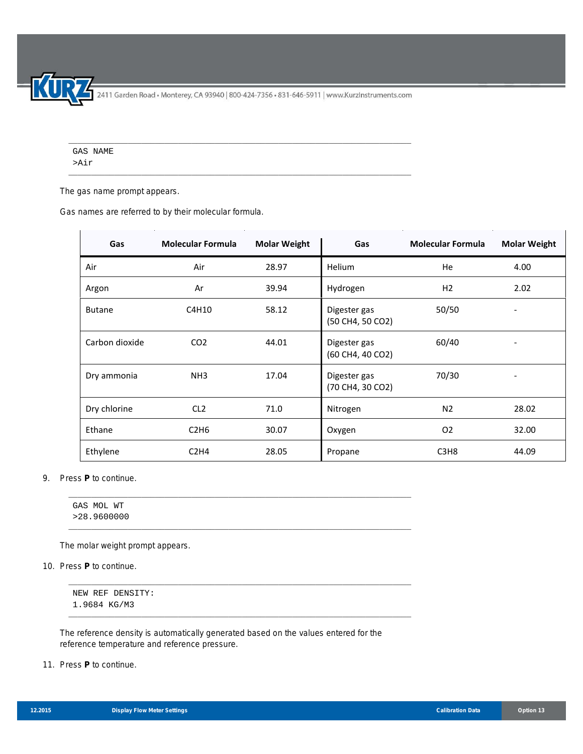```
GAS NAME
>Air
```

The gas name prompt appears.

Gas names are referred to by their molecular formula.

| Gas | Molecular Formula | Molar Weight | Gas | Molecular Formula | Molar Weight |
|---|---|---|---|---|---|
| Air | Air | 28.97 | Helium | He | 4.00 |
| Argon | Ar | 39.94 | Hydrogen | H2 | 2.02 |
| Butane | C4H10 | 58.12 | Digester gas (50 CH4, 50 CO2) | 50/50 | - |
| Carbon dioxide | CO2 | 44.01 | Digester gas (60 CH4, 40 CO2) | 60/40 | - |
| Dry ammonia | NH3 | 17.04 | Digester gas (70 CH4, 30 CO2) | 70/30 | - |
| Dry chlorine | CL2 | 71.0 | Nitrogen | N2 | 28.02 |
| Ethane | C2H6 | 30.07 | Oxygen | O2 | 32.00 |
| Ethylene | C2H4 | 28.05 | Propane | C3H8 | 44.09 |

9. Press **P** to continue.

```
GAS MOL WT
>28.9600000
```

The molar weight prompt appears.

10. Press **P** to continue.

```
NEW REF DENSITY:
1.9684 KG/M3
```

The reference density is automatically generated based on the values entered for the reference temperature and reference pressure.

11. Press **P** to continue.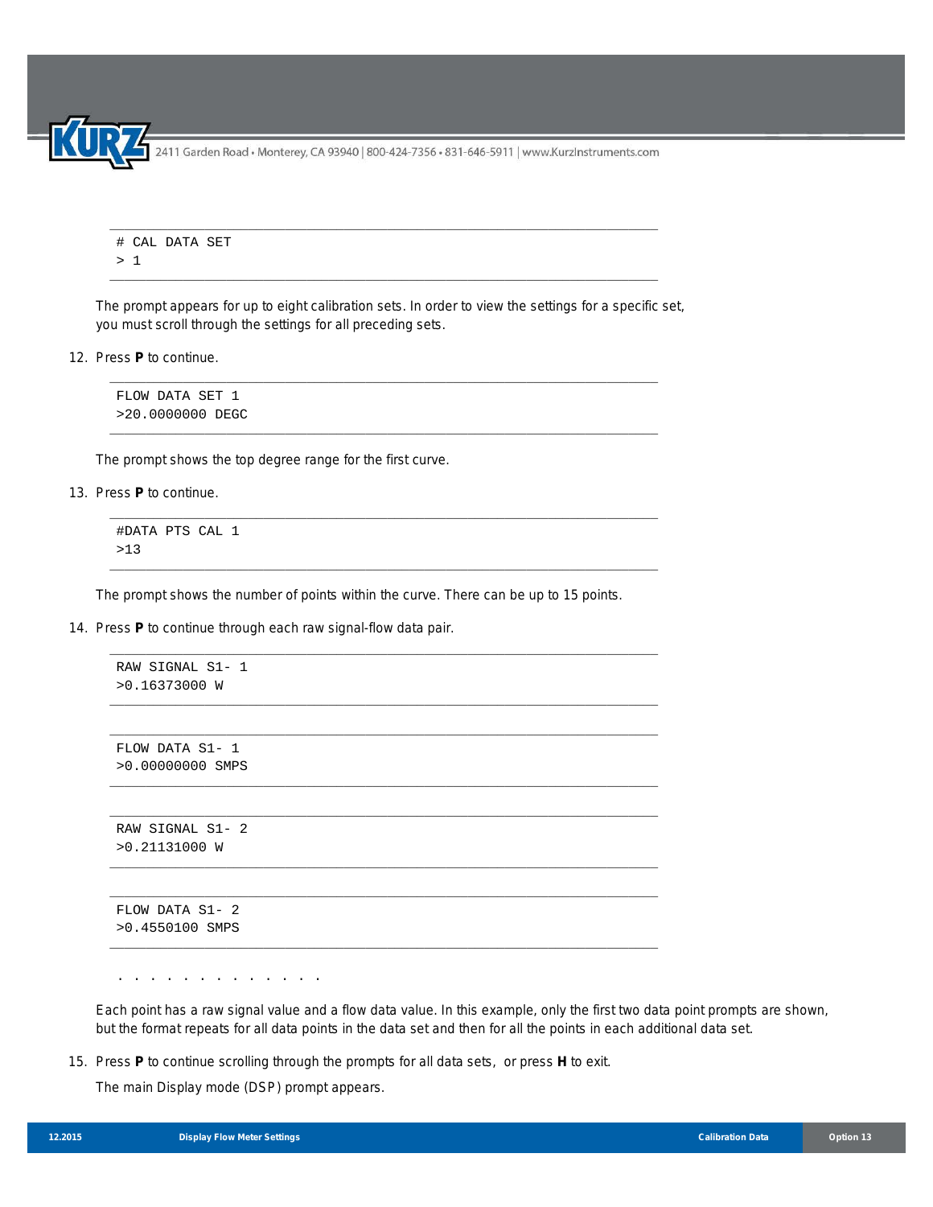```
# CAL DATA SET
> 1
```

The prompt appears for up to eight calibration sets. In order to view the settings for a specific set, you must scroll through the settings for all preceding sets.

12. Press **P** to continue.

```
FLOW DATA SET 1
>20.0000000 DEGC
```

The prompt shows the top degree range for the first curve.

13. Press **P** to continue.

```
#DATA PTS CAL 1
>13
```

The prompt shows the number of points within the curve. There can be up to 15 points.

14. Press **P** to continue through each raw signal-flow data pair.

```
RAW SIGNAL S1- 1
>0.16373000 W
```

```
FLOW DATA S1- 1
>0.00000000 SMPS
```

```
RAW SIGNAL S1- 2
>0.21131000 W
```

```
FLOW DATA S1- 2
>0.4550100 SMPS
```

. . . . . . . . . . . . .

Each point has a raw signal value and a flow data value. In this example, only the first two data point prompts are shown, but the format repeats for all data points in the data set and then for all the points in each additional data set.

15. Press **P** to continue scrolling through the prompts for all data sets, or press **H** to exit.

The main Display mode (DSP) prompt appears.